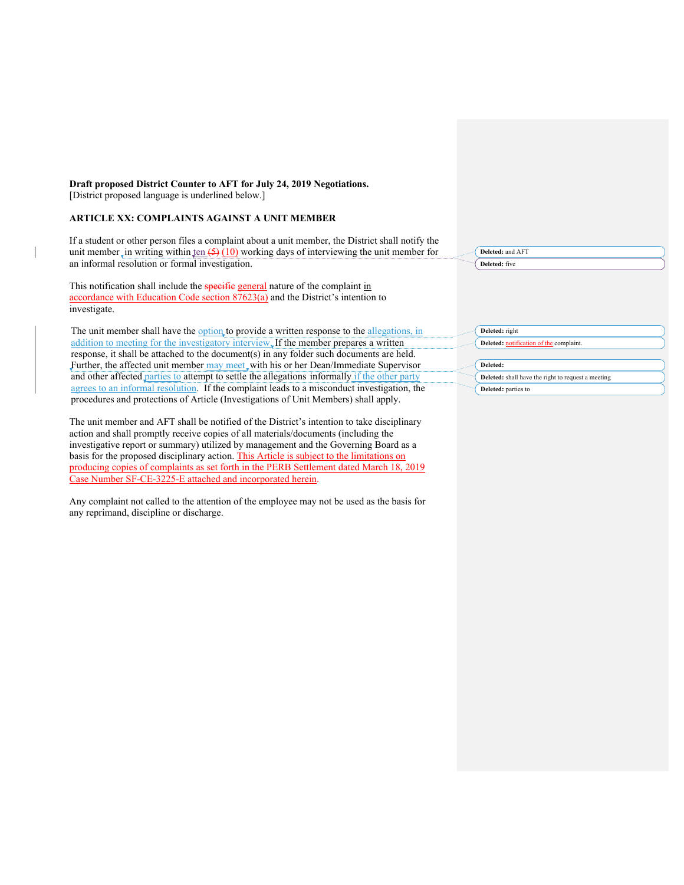**Draft proposed District Counter to AFT for July 24, 2019 Negotiations.**
[District proposed language is underlined below.]

**ARTICLE XX: COMPLAINTS AGAINST A UNIT MEMBER**

If a student or other person files a complaint about a unit member, the District shall notify the unit member in writing within ten ~~(5)~~ (10) working days of interviewing the unit member for an informal resolution or formal investigation.

This notification shall include the ~~specific~~ general nature of the complaint in accordance with Education Code section 87623(a) and the District's intention to investigate.

The unit member shall have the option to provide a written response to the allegations, in addition to meeting for the investigatory interview. If the member prepares a written response, it shall be attached to the document(s) in any folder such documents are held. Further, the affected unit member may meet with his or her Dean/Immediate Supervisor and other affected parties to attempt to settle the allegations informally if the other party agrees to an informal resolution. If the complaint leads to a misconduct investigation, the procedures and protections of Article (Investigations of Unit Members) shall apply.

The unit member and AFT shall be notified of the District's intention to take disciplinary action and shall promptly receive copies of all materials/documents (including the investigative report or summary) utilized by management and the Governing Board as a basis for the proposed disciplinary action. This Article is subject to the limitations on producing copies of complaints as set forth in the PERB Settlement dated March 18, 2019 Case Number SF-CE-3225-E attached and incorporated herein.

Any complaint not called to the attention of the employee may not be used as the basis for any reprimand, discipline or discharge.

Deleted: and AFT

Deleted: five

Deleted: right

Deleted: notification of the complaint.

Deleted:

Deleted: shall have the right to request a meeting

Deleted: parties to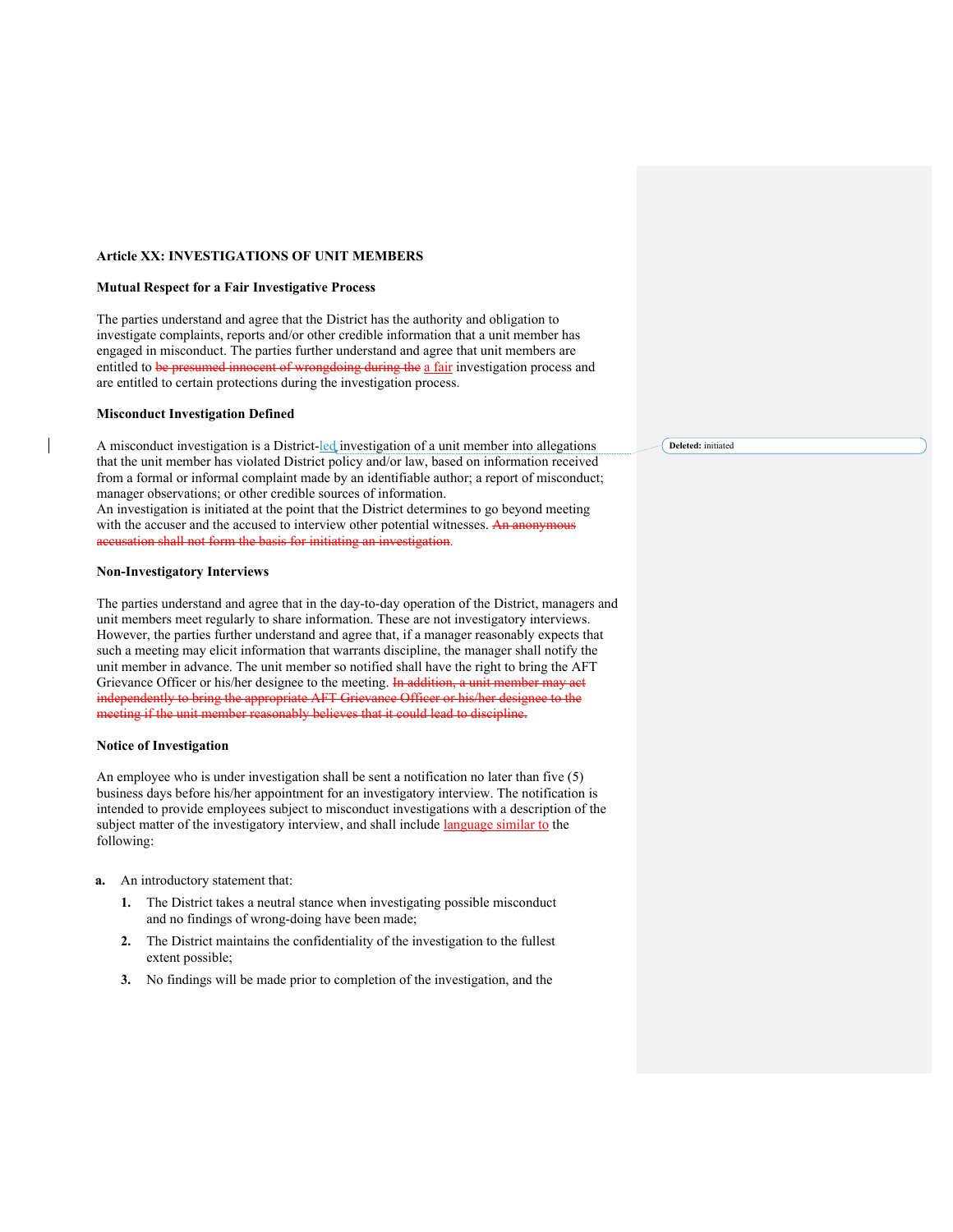**Article XX: INVESTIGATIONS OF UNIT MEMBERS**

**Mutual Respect for a Fair Investigative Process**

The parties understand and agree that the District has the authority and obligation to investigate complaints, reports and/or other credible information that a unit member has engaged in misconduct. The parties further understand and agree that unit members are entitled to ~~be presumed innocent of wrongdoing during the~~ a fair investigation process and are entitled to certain protections during the investigation process.

**Misconduct Investigation Defined**

A misconduct investigation is a District-led investigation of a unit member into allegations that the unit member has violated District policy and/or law, based on information received from a formal or informal complaint made by an identifiable author; a report of misconduct; manager observations; or other credible sources of information.

Deleted: initiated

An investigation is initiated at the point that the District determines to go beyond meeting with the accuser and the accused to interview other potential witnesses. ~~An anonymous accusation shall not form the basis for initiating an investigation.~~

**Non-Investigatory Interviews**

The parties understand and agree that in the day-to-day operation of the District, managers and unit members meet regularly to share information. These are not investigatory interviews. However, the parties further understand and agree that, if a manager reasonably expects that such a meeting may elicit information that warrants discipline, the manager shall notify the unit member in advance. The unit member so notified shall have the right to bring the AFT Grievance Officer or his/her designee to the meeting. ~~In addition, a unit member may act independently to bring the appropriate AFT Grievance Officer or his/her designee to the meeting if the unit member reasonably believes that it could lead to discipline.~~

**Notice of Investigation**

An employee who is under investigation shall be sent a notification no later than five (5) business days before his/her appointment for an investigatory interview. The notification is intended to provide employees subject to misconduct investigations with a description of the subject matter of the investigatory interview, and shall include language similar to the following:

**a.** An introductory statement that:

1. The District takes a neutral stance when investigating possible misconduct and no findings of wrong-doing have been made;
2. The District maintains the confidentiality of the investigation to the fullest extent possible;
3. No findings will be made prior to completion of the investigation, and the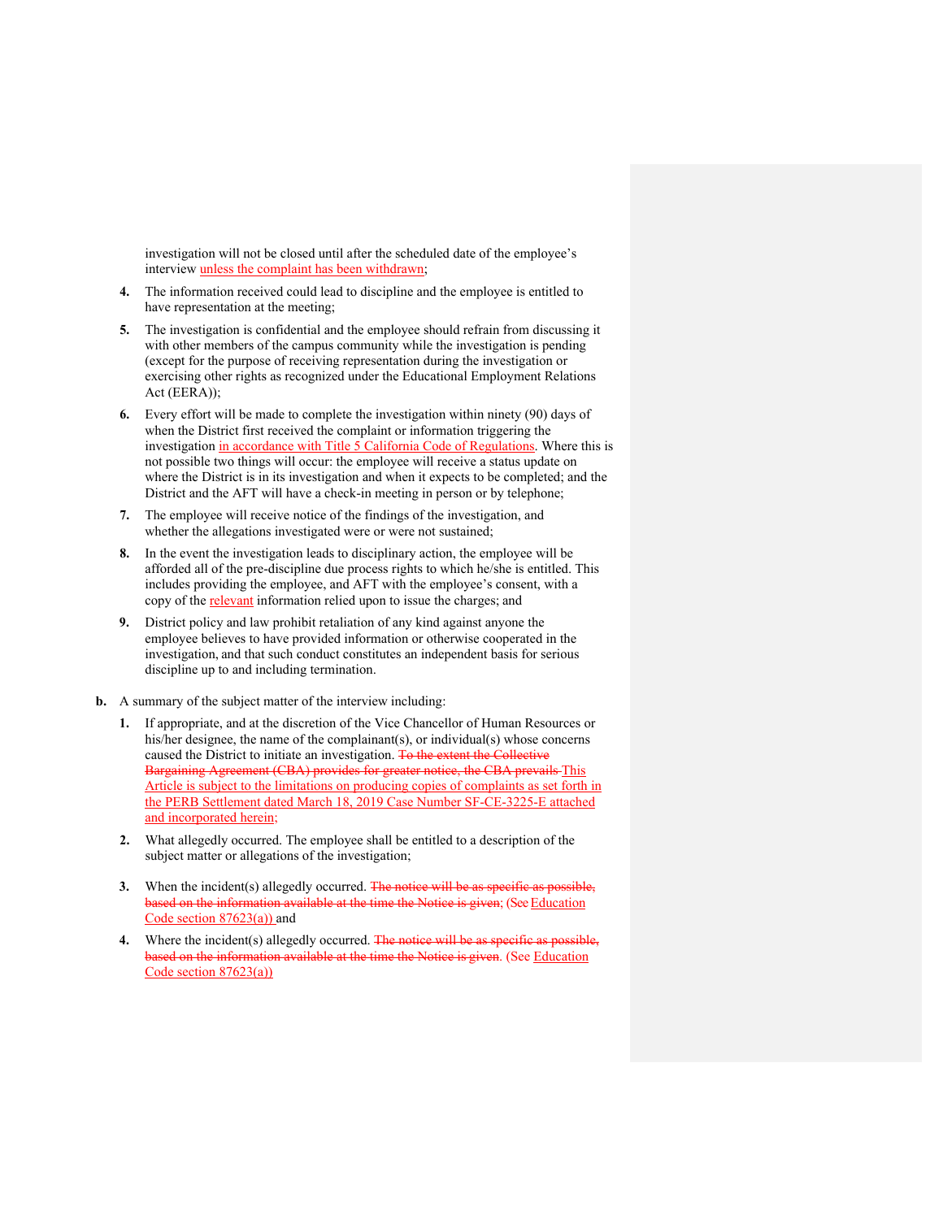investigation will not be closed until after the scheduled date of the employee's interview unless the complaint has been withdrawn;

4. The information received could lead to discipline and the employee is entitled to have representation at the meeting;

5. The investigation is confidential and the employee should refrain from discussing it with other members of the campus community while the investigation is pending (except for the purpose of receiving representation during the investigation or exercising other rights as recognized under the Educational Employment Relations Act (EERA));

6. Every effort will be made to complete the investigation within ninety (90) days of when the District first received the complaint or information triggering the investigation in accordance with Title 5 California Code of Regulations. Where this is not possible two things will occur: the employee will receive a status update on where the District is in its investigation and when it expects to be completed; and the District and the AFT will have a check-in meeting in person or by telephone;

7. The employee will receive notice of the findings of the investigation, and whether the allegations investigated were or were not sustained;

8. In the event the investigation leads to disciplinary action, the employee will be afforded all of the pre-discipline due process rights to which he/she is entitled. This includes providing the employee, and AFT with the employee's consent, with a copy of the relevant information relied upon to issue the charges; and

9. District policy and law prohibit retaliation of any kind against anyone the employee believes to have provided information or otherwise cooperated in the investigation, and that such conduct constitutes an independent basis for serious discipline up to and including termination.

**b.** A summary of the subject matter of the interview including:

1. If appropriate, and at the discretion of the Vice Chancellor of Human Resources or his/her designee, the name of the complainant(s), or individual(s) whose concerns caused the District to initiate an investigation. ~~To the extent the Collective Bargaining Agreement (CBA) provides for greater notice, the CBA prevails~~ This Article is subject to the limitations on producing copies of complaints as set forth in the PERB Settlement dated March 18, 2019 Case Number SF-CE-3225-E attached and incorporated herein;

2. What allegedly occurred. The employee shall be entitled to a description of the subject matter or allegations of the investigation;

3. When the incident(s) allegedly occurred. ~~The notice will be as specific as possible, based on the information available at the time the Notice is given;~~ (See Education Code section 87623(a)) and

4. Where the incident(s) allegedly occurred. ~~The notice will be as specific as possible, based on the information available at the time the Notice is given~~. (See Education Code section 87623(a))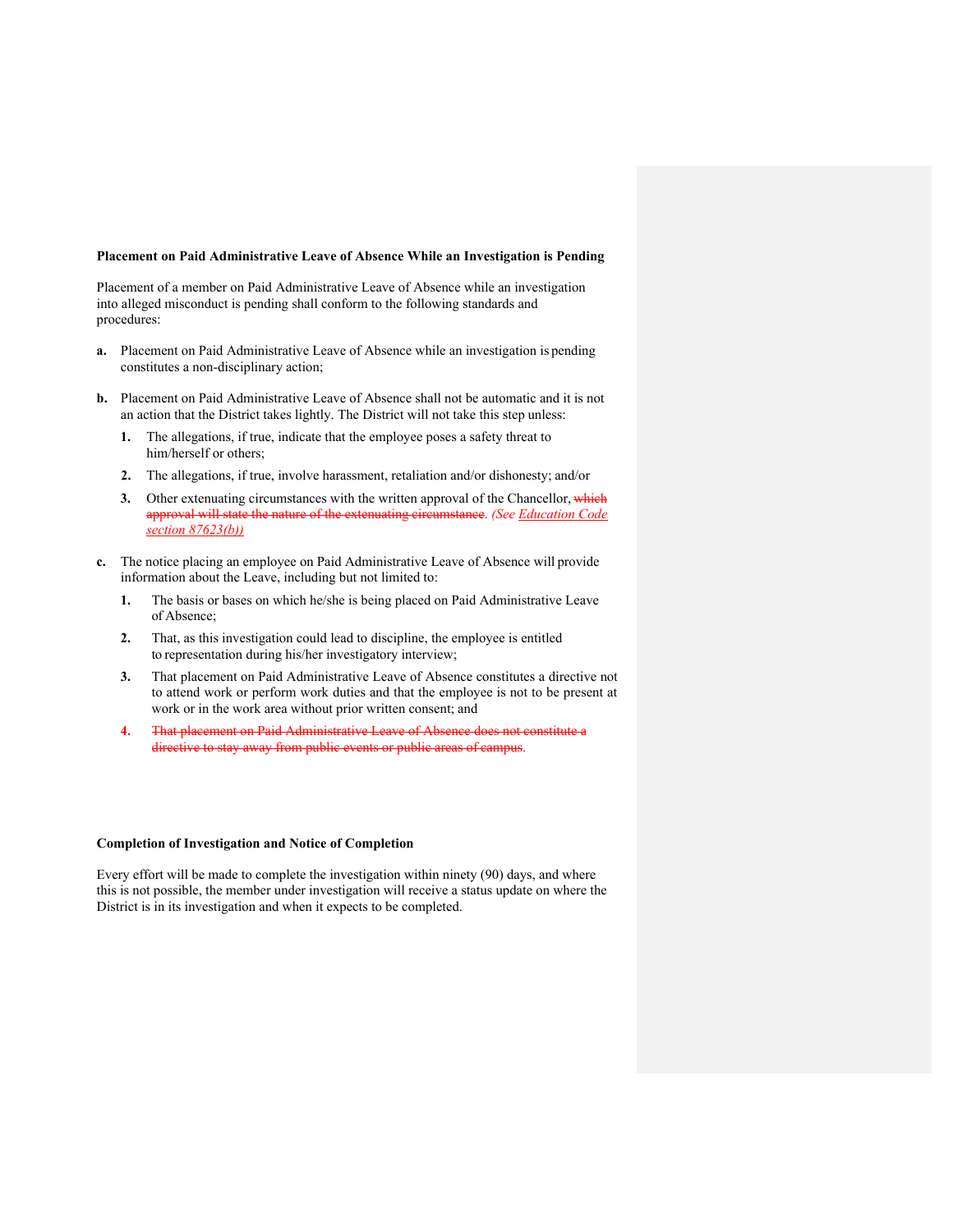**Placement on Paid Administrative Leave of Absence While an Investigation is Pending**

Placement of a member on Paid Administrative Leave of Absence while an investigation into alleged misconduct is pending shall conform to the following standards and procedures:

**a.** Placement on Paid Administrative Leave of Absence while an investigation is pending constitutes a non-disciplinary action;

**b.** Placement on Paid Administrative Leave of Absence shall not be automatic and it is not an action that the District takes lightly. The District will not take this step unless:

   **1.** The allegations, if true, indicate that the employee poses a safety threat to him/herself or others;

   **2.** The allegations, if true, involve harassment, retaliation and/or dishonesty; and/or

   **3.** Other extenuating circumstances with the written approval of the Chancellor, ~~which approval will state the nature of the extenuating circumstance~~. *(See Education Code section 87623(b))*

**c.** The notice placing an employee on Paid Administrative Leave of Absence will provide information about the Leave, including but not limited to:

   **1.** The basis or bases on which he/she is being placed on Paid Administrative Leave of Absence;

   **2.** That, as this investigation could lead to discipline, the employee is entitled to representation during his/her investigatory interview;

   **3.** That placement on Paid Administrative Leave of Absence constitutes a directive not to attend work or perform work duties and that the employee is not to be present at work or in the work area without prior written consent; and

   ~~**4.** That placement on Paid Administrative Leave of Absence does not constitute a directive to stay away from public events or public areas of campus.~~

**Completion of Investigation and Notice of Completion**

Every effort will be made to complete the investigation within ninety (90) days, and where this is not possible, the member under investigation will receive a status update on where the District is in its investigation and when it expects to be completed.